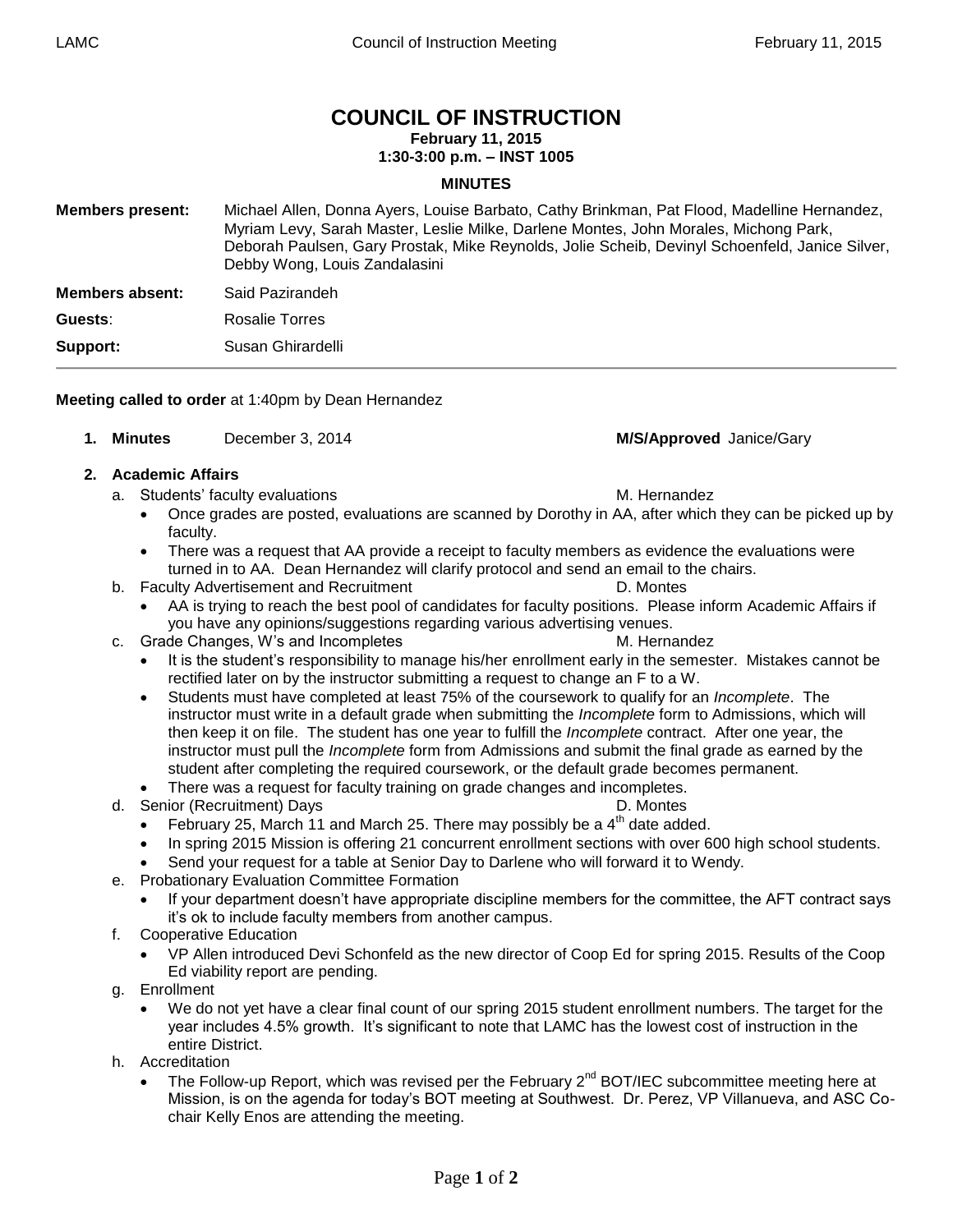# COUNCIL OF INSTRUCTION

**February 11, 2015**
**1:30-3:00 p.m. – INST 1005**

**MINUTES**

**Members present:** Michael Allen, Donna Ayers, Louise Barbato, Cathy Brinkman, Pat Flood, Madelline Hernandez, Myriam Levy, Sarah Master, Leslie Milke, Darlene Montes, John Morales, Michong Park, Deborah Paulsen, Gary Prostak, Mike Reynolds, Jolie Scheib, Devinyl Schoenfeld, Janice Silver, Debby Wong, Louis Zandalasini

**Members absent:** Said Pazirandeh

**Guests**: Rosalie Torres

**Support:** Susan Ghirardelli

---

**Meeting called to order** at 1:40pm by Dean Hernandez

1. **Minutes** December 3, 2014 **M/S/Approved** Janice/Gary

2. **Academic Affairs**
   a. Students' faculty evaluations — M. Hernandez
      - Once grades are posted, evaluations are scanned by Dorothy in AA, after which they can be picked up by faculty.
      - There was a request that AA provide a receipt to faculty members as evidence the evaluations were turned in to AA. Dean Hernandez will clarify protocol and send an email to the chairs.

   b. Faculty Advertisement and Recruitment — D. Montes
      - AA is trying to reach the best pool of candidates for faculty positions. Please inform Academic Affairs if you have any opinions/suggestions regarding various advertising venues.

   c. Grade Changes, W's and Incompletes — M. Hernandez
      - It is the student's responsibility to manage his/her enrollment early in the semester. Mistakes cannot be rectified later on by the instructor submitting a request to change an F to a W.
      - Students must have completed at least 75% of the coursework to qualify for an *Incomplete*. The instructor must write in a default grade when submitting the *Incomplete* form to Admissions, which will then keep it on file. The student has one year to fulfill the *Incomplete* contract. After one year, the instructor must pull the *Incomplete* form from Admissions and submit the final grade as earned by the student after completing the required coursework, or the default grade becomes permanent.
      - There was a request for faculty training on grade changes and incompletes.

   d. Senior (Recruitment) Days — D. Montes
      - February 25, March 11 and March 25. There may possibly be a 4th date added.
      - In spring 2015 Mission is offering 21 concurrent enrollment sections with over 600 high school students.
      - Send your request for a table at Senior Day to Darlene who will forward it to Wendy.

   e. Probationary Evaluation Committee Formation
      - If your department doesn't have appropriate discipline members for the committee, the AFT contract says it's ok to include faculty members from another campus.

   f. Cooperative Education
      - VP Allen introduced Devi Schonfeld as the new director of Coop Ed for spring 2015. Results of the Coop Ed viability report are pending.

   g. Enrollment
      - We do not yet have a clear final count of our spring 2015 student enrollment numbers. The target for the year includes 4.5% growth. It's significant to note that LAMC has the lowest cost of instruction in the entire District.

   h. Accreditation
      - The Follow-up Report, which was revised per the February 2nd BOT/IEC subcommittee meeting here at Mission, is on the agenda for today's BOT meeting at Southwest. Dr. Perez, VP Villanueva, and ASC Co-chair Kelly Enos are attending the meeting.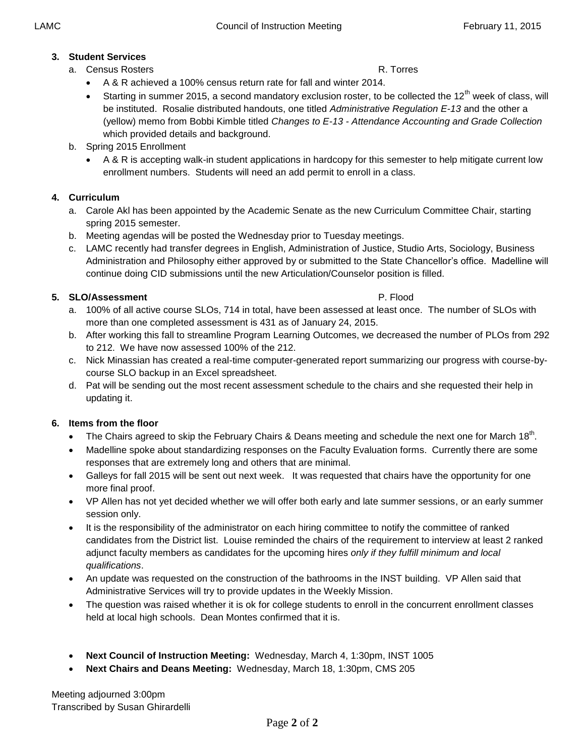**3. Student Services**

a. Census Rosters — R. Torres

- A & R achieved a 100% census return rate for fall and winter 2014.
- Starting in summer 2015, a second mandatory exclusion roster, to be collected the 12th week of class, will be instituted. Rosalie distributed handouts, one titled *Administrative Regulation E-13* and the other a (yellow) memo from Bobbi Kimble titled *Changes to E-13 - Attendance Accounting and Grade Collection* which provided details and background.

b. Spring 2015 Enrollment

- A & R is accepting walk-in student applications in hardcopy for this semester to help mitigate current low enrollment numbers. Students will need an add permit to enroll in a class.

**4. Curriculum**

a. Carole Akl has been appointed by the Academic Senate as the new Curriculum Committee Chair, starting spring 2015 semester.

b. Meeting agendas will be posted the Wednesday prior to Tuesday meetings.

c. LAMC recently had transfer degrees in English, Administration of Justice, Studio Arts, Sociology, Business Administration and Philosophy either approved by or submitted to the State Chancellor's office. Madelline will continue doing CID submissions until the new Articulation/Counselor position is filled.

**5. SLO/Assessment** — P. Flood

a. 100% of all active course SLOs, 714 in total, have been assessed at least once. The number of SLOs with more than one completed assessment is 431 as of January 24, 2015.

b. After working this fall to streamline Program Learning Outcomes, we decreased the number of PLOs from 292 to 212. We have now assessed 100% of the 212.

c. Nick Minassian has created a real-time computer-generated report summarizing our progress with course-by-course SLO backup in an Excel spreadsheet.

d. Pat will be sending out the most recent assessment schedule to the chairs and she requested their help in updating it.

**6. Items from the floor**

- The Chairs agreed to skip the February Chairs & Deans meeting and schedule the next one for March 18th.
- Madelline spoke about standardizing responses on the Faculty Evaluation forms. Currently there are some responses that are extremely long and others that are minimal.
- Galleys for fall 2015 will be sent out next week. It was requested that chairs have the opportunity for one more final proof.
- VP Allen has not yet decided whether we will offer both early and late summer sessions, or an early summer session only.
- It is the responsibility of the administrator on each hiring committee to notify the committee of ranked candidates from the District list. Louise reminded the chairs of the requirement to interview at least 2 ranked adjunct faculty members as candidates for the upcoming hires *only if they fulfill minimum and local qualifications*.
- An update was requested on the construction of the bathrooms in the INST building. VP Allen said that Administrative Services will try to provide updates in the Weekly Mission.
- The question was raised whether it is ok for college students to enroll in the concurrent enrollment classes held at local high schools. Dean Montes confirmed that it is.

- **Next Council of Instruction Meeting:** Wednesday, March 4, 1:30pm, INST 1005
- **Next Chairs and Deans Meeting:** Wednesday, March 18, 1:30pm, CMS 205

Meeting adjourned 3:00pm
Transcribed by Susan Ghirardelli